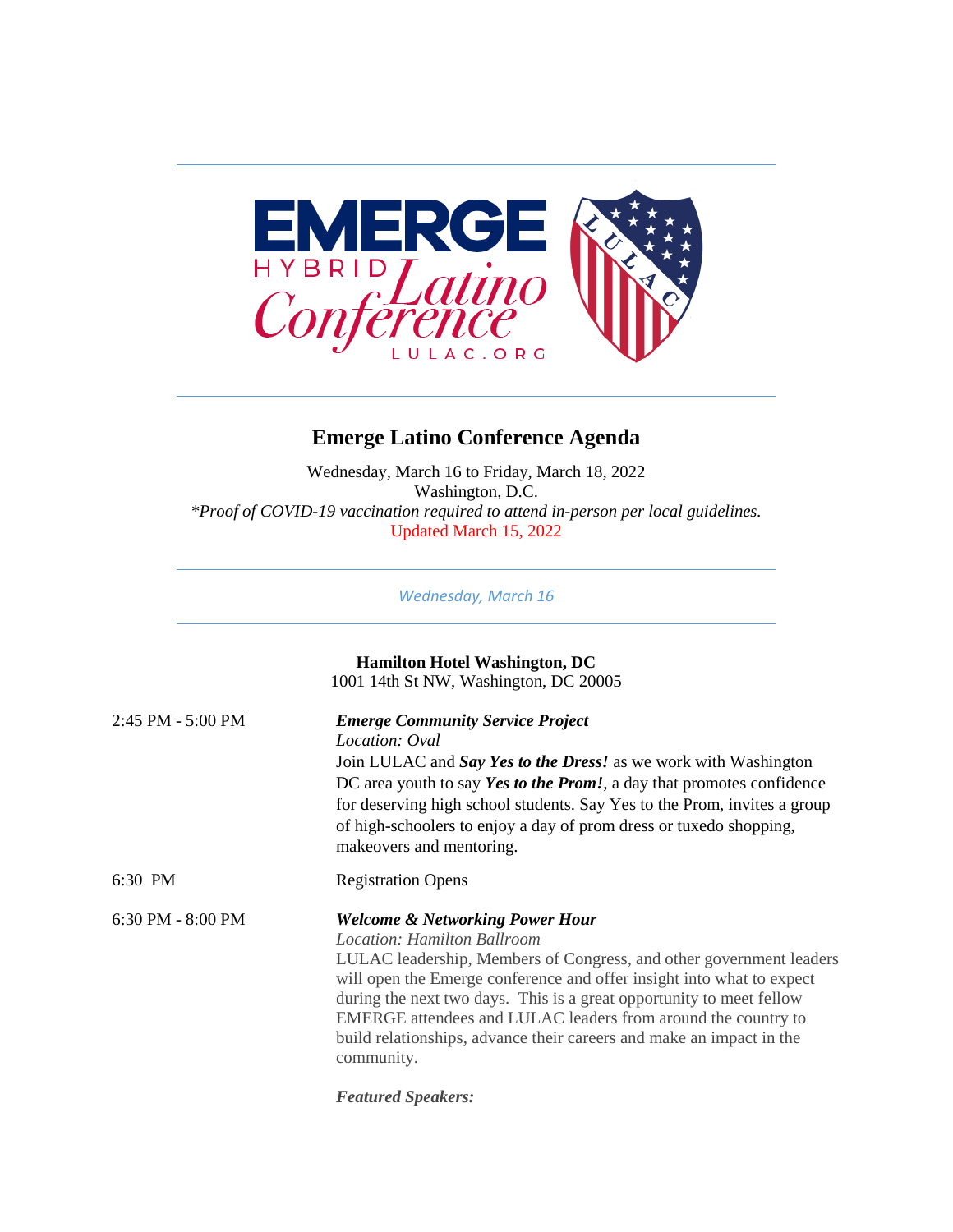EMERGE HYBRID Latino Conference LULAC.ORG

# Emerge Latino Conference Agenda

Wednesday, March 16 to Friday, March 18, 2022
Washington, D.C.
*\*Proof of COVID-19 vaccination required to attend in-person per local guidelines.*
Updated March 15, 2022

## *Wednesday, March 16*

**Hamilton Hotel Washington, DC**
1001 14th St NW, Washington, DC 20005

2:45 PM - 5:00 PM

***Emerge Community Service Project***
*Location: Oval*
Join LULAC and ***Say Yes to the Dress!*** as we work with Washington DC area youth to say ***Yes to the Prom!***, a day that promotes confidence for deserving high school students. Say Yes to the Prom, invites a group of high-schoolers to enjoy a day of prom dress or tuxedo shopping, makeovers and mentoring.

6:30 PM

Registration Opens

6:30 PM - 8:00 PM

***Welcome & Networking Power Hour***
*Location: Hamilton Ballroom*
LULAC leadership, Members of Congress, and other government leaders will open the Emerge conference and offer insight into what to expect during the next two days. This is a great opportunity to meet fellow EMERGE attendees and LULAC leaders from around the country to build relationships, advance their careers and make an impact in the community.

***Featured Speakers:***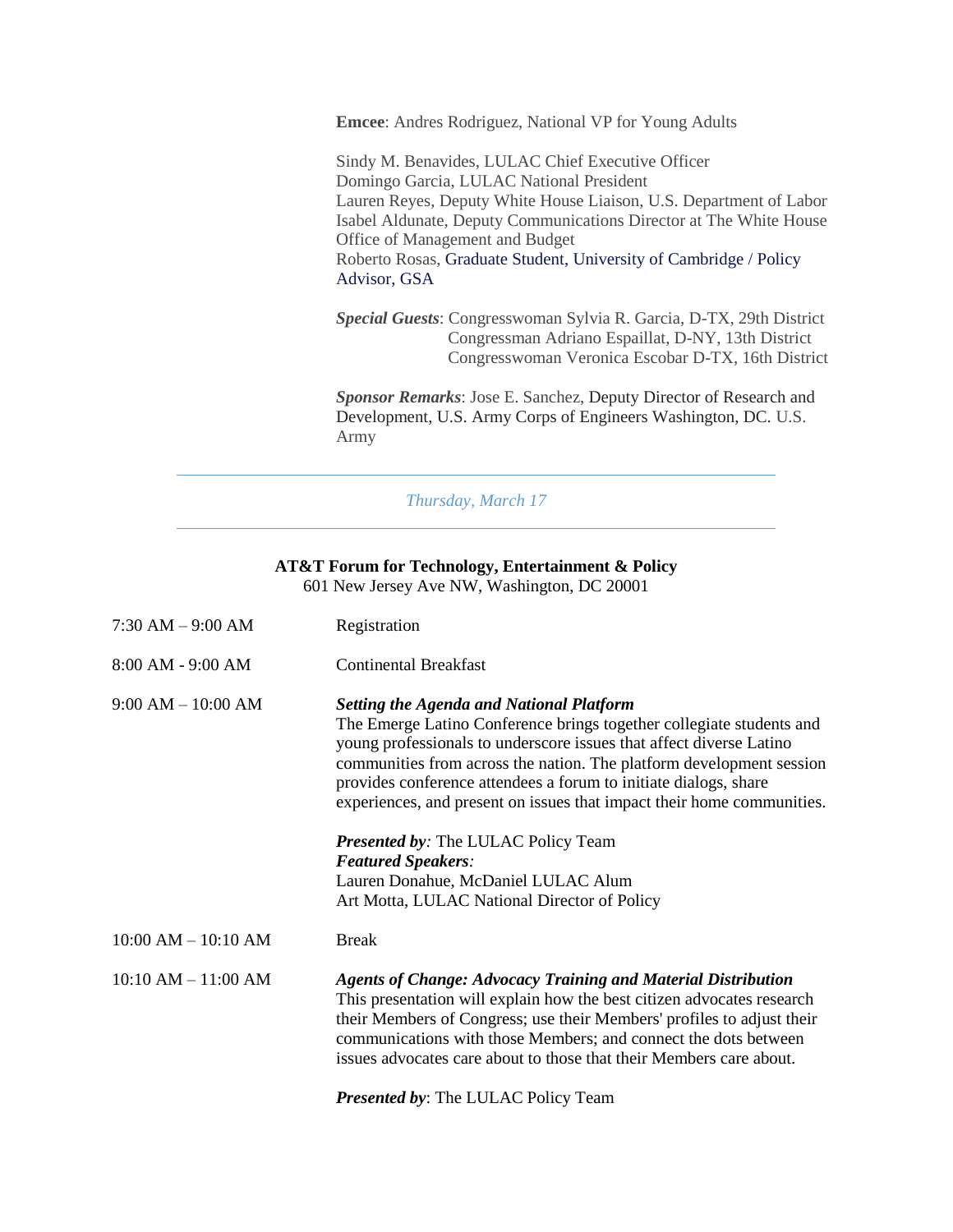**Emcee**: Andres Rodriguez, National VP for Young Adults

Sindy M. Benavides, LULAC Chief Executive Officer
Domingo Garcia, LULAC National President
Lauren Reyes, Deputy White House Liaison, U.S. Department of Labor
Isabel Aldunate, Deputy Communications Director at The White House Office of Management and Budget
Roberto Rosas, Graduate Student, University of Cambridge / Policy Advisor, GSA

***Special Guests***: Congresswoman Sylvia R. Garcia, D-TX, 29th District
Congressman Adriano Espaillat, D-NY, 13th District
Congresswoman Veronica Escobar D-TX, 16th District

***Sponsor Remarks***: Jose E. Sanchez, Deputy Director of Research and Development, U.S. Army Corps of Engineers Washington, DC. U.S. Army

---

## *Thursday, March 17*

---

**AT&T Forum for Technology, Entertainment & Policy**
601 New Jersey Ave NW, Washington, DC 20001

7:30 AM – 9:00 AM — Registration

8:00 AM - 9:00 AM — Continental Breakfast

9:00 AM – 10:00 AM — ***Setting the Agenda and National Platform***

The Emerge Latino Conference brings together collegiate students and young professionals to underscore issues that affect diverse Latino communities from across the nation. The platform development session provides conference attendees a forum to initiate dialogs, share experiences, and present on issues that impact their home communities.

***Presented by****:* The LULAC Policy Team
***Featured Speakers****:*
Lauren Donahue, McDaniel LULAC Alum
Art Motta, LULAC National Director of Policy

10:00 AM – 10:10 AM — Break

10:10 AM – 11:00 AM — ***Agents of Change: Advocacy Training and Material Distribution***

This presentation will explain how the best citizen advocates research their Members of Congress; use their Members' profiles to adjust their communications with those Members; and connect the dots between issues advocates care about to those that their Members care about.

***Presented by***: The LULAC Policy Team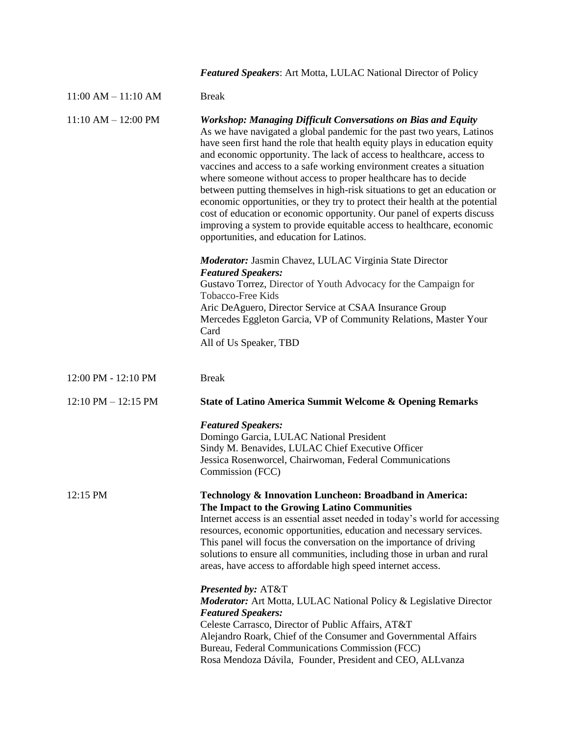***Featured Speakers***: Art Motta, LULAC National Director of Policy

11:00 AM – 11:10 AM Break

11:10 AM – 12:00 PM ***Workshop: Managing Difficult Conversations on Bias and Equity***

As we have navigated a global pandemic for the past two years, Latinos have seen first hand the role that health equity plays in education equity and economic opportunity. The lack of access to healthcare, access to vaccines and access to a safe working environment creates a situation where someone without access to proper healthcare has to decide between putting themselves in high-risk situations to get an education or economic opportunities, or they try to protect their health at the potential cost of education or economic opportunity. Our panel of experts discuss improving a system to provide equitable access to healthcare, economic opportunities, and education for Latinos.

***Moderator:*** Jasmin Chavez, LULAC Virginia State Director
***Featured Speakers:***
Gustavo Torrez, Director of Youth Advocacy for the Campaign for Tobacco-Free Kids
Aric DeAguero, Director Service at CSAA Insurance Group
Mercedes Eggleton Garcia, VP of Community Relations, Master Your Card
All of Us Speaker, TBD

12:00 PM - 12:10 PM Break

12:10 PM – 12:15 PM **State of Latino America Summit Welcome & Opening Remarks**

***Featured Speakers:***
Domingo Garcia, LULAC National President
Sindy M. Benavides, LULAC Chief Executive Officer
Jessica Rosenworcel, Chairwoman, Federal Communications Commission (FCC)

12:15 PM **Technology & Innovation Luncheon: Broadband in America: The Impact to the Growing Latino Communities**

Internet access is an essential asset needed in today's world for accessing resources, economic opportunities, education and necessary services. This panel will focus the conversation on the importance of driving solutions to ensure all communities, including those in urban and rural areas, have access to affordable high speed internet access.

***Presented by:*** AT&T
***Moderator:*** Art Motta, LULAC National Policy & Legislative Director
***Featured Speakers:***
Celeste Carrasco, Director of Public Affairs, AT&T
Alejandro Roark, Chief of the Consumer and Governmental Affairs Bureau, Federal Communications Commission (FCC)
Rosa Mendoza Dávila, Founder, President and CEO, ALLvanza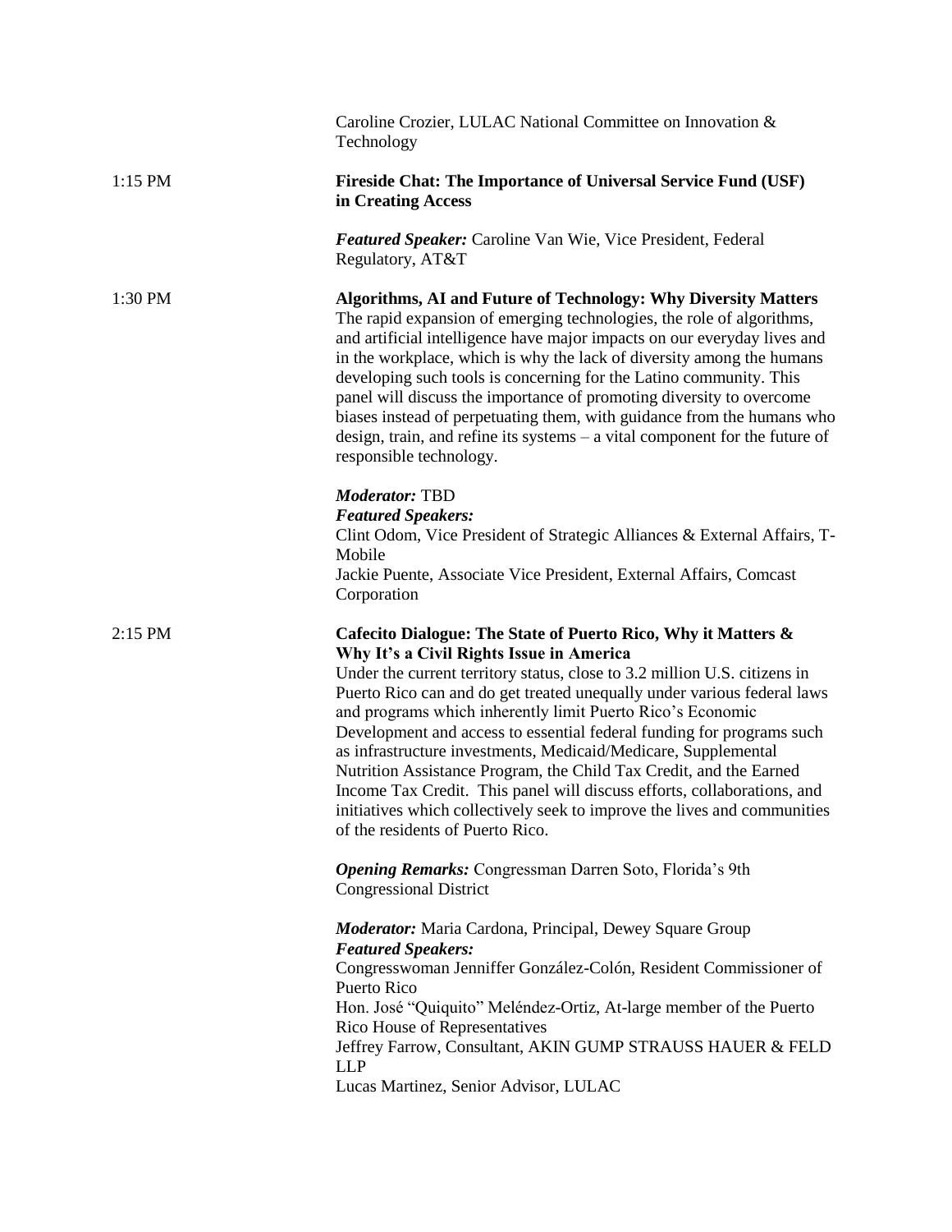Caroline Crozier, LULAC National Committee on Innovation & Technology

1:15 PM **Fireside Chat: The Importance of Universal Service Fund (USF) in Creating Access**

***Featured Speaker:*** Caroline Van Wie, Vice President, Federal Regulatory, AT&T

1:30 PM **Algorithms, AI and Future of Technology: Why Diversity Matters**

The rapid expansion of emerging technologies, the role of algorithms, and artificial intelligence have major impacts on our everyday lives and in the workplace, which is why the lack of diversity among the humans developing such tools is concerning for the Latino community. This panel will discuss the importance of promoting diversity to overcome biases instead of perpetuating them, with guidance from the humans who design, train, and refine its systems – a vital component for the future of responsible technology.

***Moderator:*** TBD
***Featured Speakers:***
Clint Odom, Vice President of Strategic Alliances & External Affairs, T-Mobile
Jackie Puente, Associate Vice President, External Affairs, Comcast Corporation

2:15 PM **Cafecito Dialogue: The State of Puerto Rico, Why it Matters & Why It's a Civil Rights Issue in America**

Under the current territory status, close to 3.2 million U.S. citizens in Puerto Rico can and do get treated unequally under various federal laws and programs which inherently limit Puerto Rico's Economic Development and access to essential federal funding for programs such as infrastructure investments, Medicaid/Medicare, Supplemental Nutrition Assistance Program, the Child Tax Credit, and the Earned Income Tax Credit. This panel will discuss efforts, collaborations, and initiatives which collectively seek to improve the lives and communities of the residents of Puerto Rico.

***Opening Remarks:*** Congressman Darren Soto, Florida's 9th Congressional District

***Moderator:*** Maria Cardona, Principal, Dewey Square Group
***Featured Speakers:***
Congresswoman Jenniffer González-Colón, Resident Commissioner of Puerto Rico
Hon. José "Quiquito" Meléndez-Ortiz, At-large member of the Puerto Rico House of Representatives
Jeffrey Farrow, Consultant, AKIN GUMP STRAUSS HAUER & FELD LLP
Lucas Martinez, Senior Advisor, LULAC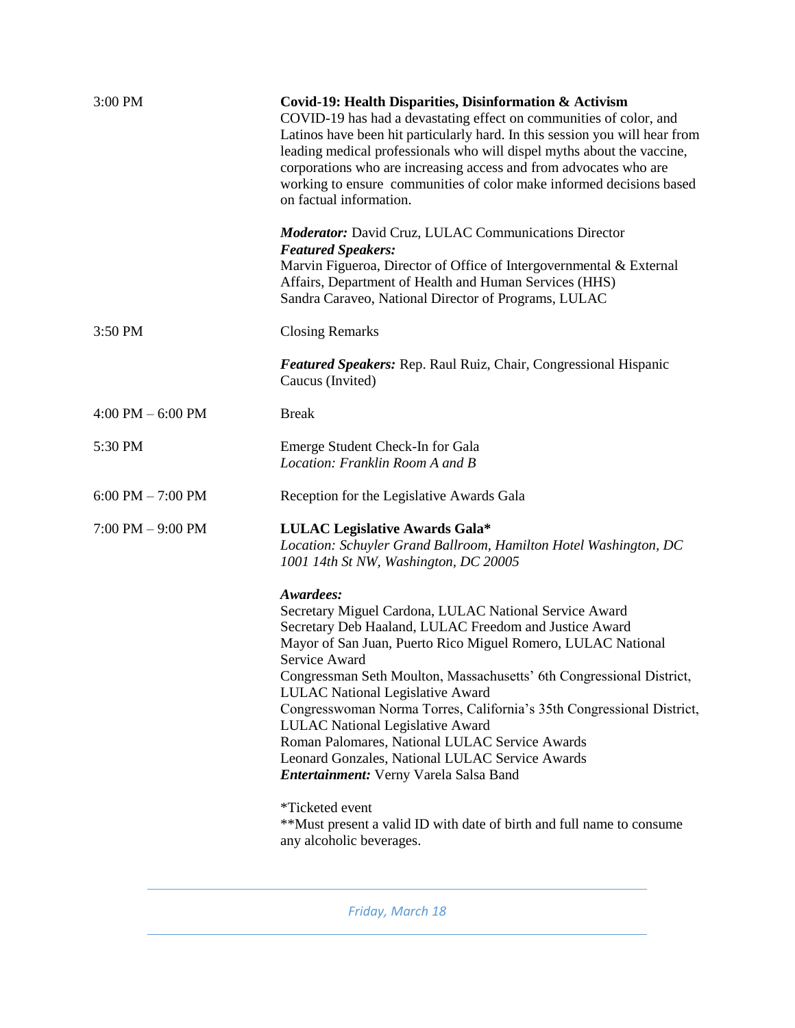| | |
|---|---|
| 3:00 PM | **Covid-19: Health Disparities, Disinformation & Activism**<br>COVID-19 has had a devastating effect on communities of color, and Latinos have been hit particularly hard. In this session you will hear from leading medical professionals who will dispel myths about the vaccine, corporations who are increasing access and from advocates who are working to ensure communities of color make informed decisions based on factual information.<br><br>***Moderator:*** David Cruz, LULAC Communications Director<br>***Featured Speakers:***<br>Marvin Figueroa, Director of Office of Intergovernmental & External Affairs, Department of Health and Human Services (HHS)<br>Sandra Caraveo, National Director of Programs, LULAC |
| 3:50 PM | Closing Remarks<br><br>***Featured Speakers:*** Rep. Raul Ruiz, Chair, Congressional Hispanic Caucus (Invited) |
| 4:00 PM – 6:00 PM | Break |
| 5:30 PM | Emerge Student Check-In for Gala<br>*Location: Franklin Room A and B* |
| 6:00 PM – 7:00 PM | Reception for the Legislative Awards Gala |
| 7:00 PM – 9:00 PM | **LULAC Legislative Awards Gala***<br>*Location: Schuyler Grand Ballroom, Hamilton Hotel Washington, DC 1001 14th St NW, Washington, DC 20005*<br><br>***Awardees:***<br>Secretary Miguel Cardona, LULAC National Service Award<br>Secretary Deb Haaland, LULAC Freedom and Justice Award<br>Mayor of San Juan, Puerto Rico Miguel Romero, LULAC National Service Award<br>Congressman Seth Moulton, Massachusetts' 6th Congressional District, LULAC National Legislative Award<br>Congresswoman Norma Torres, California's 35th Congressional District, LULAC National Legislative Award<br>Roman Palomares, National LULAC Service Awards<br>Leonard Gonzales, National LULAC Service Awards<br>***Entertainment:*** Verny Varela Salsa Band<br><br>*Ticketed event<br>**Must present a valid ID with date of birth and full name to consume any alcoholic beverages. |

## *Friday, March 18*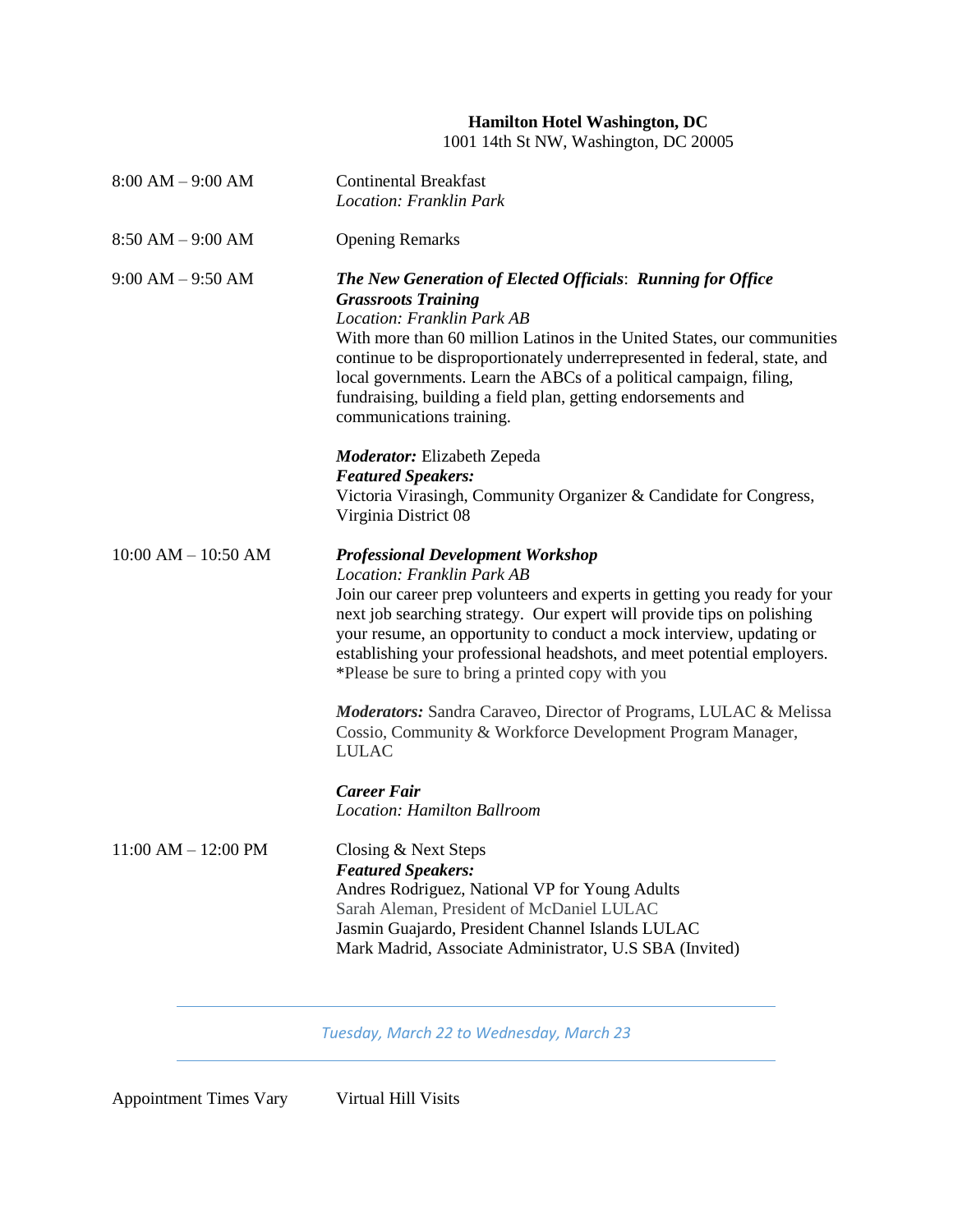**Hamilton Hotel Washington, DC**
1001 14th St NW, Washington, DC 20005

8:00 AM – 9:00 AM — Continental Breakfast
*Location: Franklin Park*

8:50 AM – 9:00 AM — Opening Remarks

9:00 AM – 9:50 AM — ***The New Generation of Elected Officials*: *Running for Office Grassroots Training***
*Location: Franklin Park AB*
With more than 60 million Latinos in the United States, our communities continue to be disproportionately underrepresented in federal, state, and local governments. Learn the ABCs of a political campaign, filing, fundraising, building a field plan, getting endorsements and communications training.

***Moderator:*** Elizabeth Zepeda
***Featured Speakers:***
Victoria Virasingh, Community Organizer & Candidate for Congress, Virginia District 08

10:00 AM – 10:50 AM — ***Professional Development Workshop***
*Location: Franklin Park AB*
Join our career prep volunteers and experts in getting you ready for your next job searching strategy. Our expert will provide tips on polishing your resume, an opportunity to conduct a mock interview, updating or establishing your professional headshots, and meet potential employers.
*Please be sure to bring a printed copy with you

***Moderators:*** Sandra Caraveo, Director of Programs, LULAC & Melissa Cossio, Community & Workforce Development Program Manager, LULAC

***Career Fair***
*Location: Hamilton Ballroom*

11:00 AM – 12:00 PM — Closing & Next Steps
***Featured Speakers:***
Andres Rodriguez, National VP for Young Adults
Sarah Aleman, President of McDaniel LULAC
Jasmin Guajardo, President Channel Islands LULAC
Mark Madrid, Associate Administrator, U.S SBA (Invited)

---

*Tuesday, March 22 to Wednesday, March 23*

---

Appointment Times Vary — Virtual Hill Visits